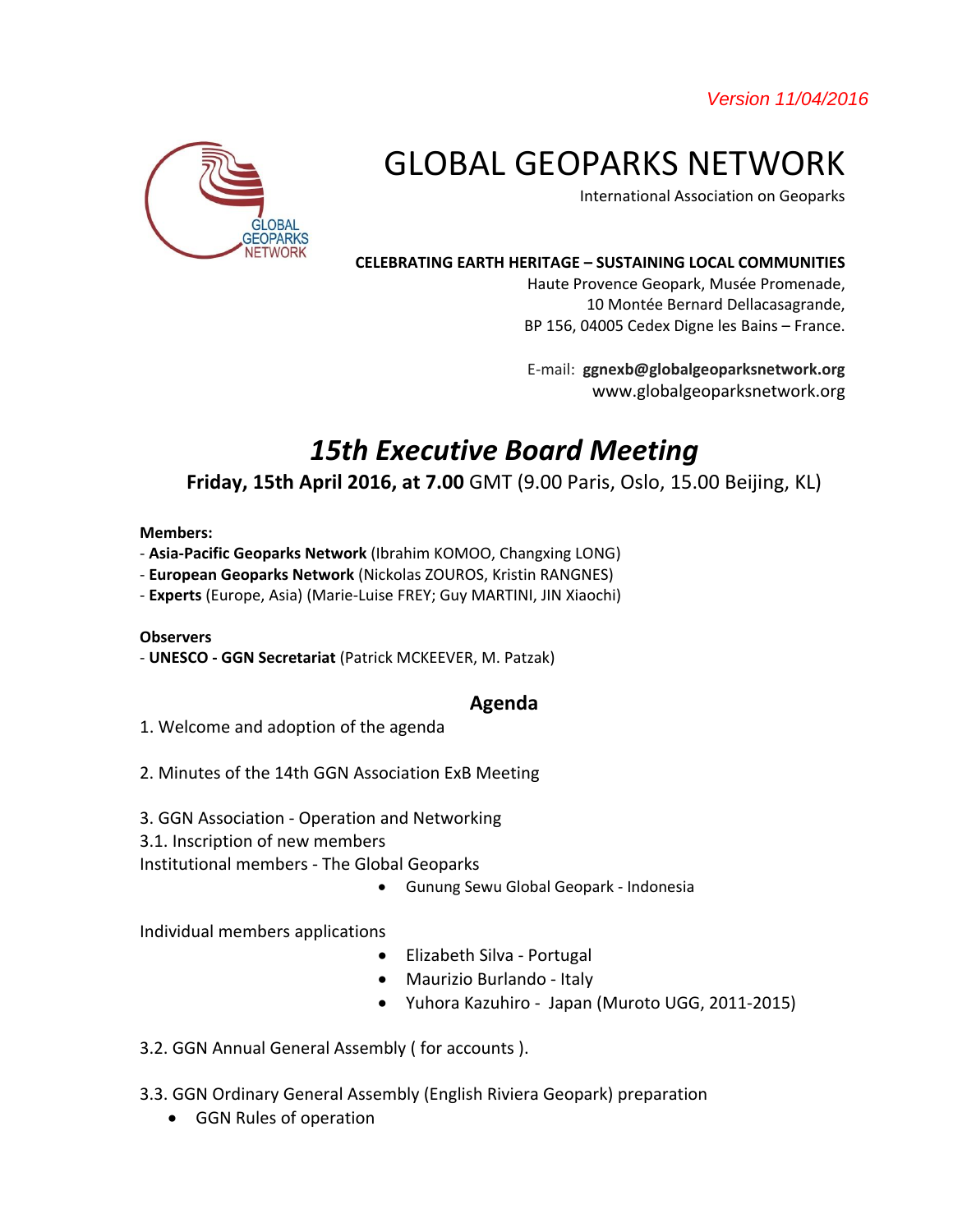Version 11/04/2016

# GLOBAL GEOPARKS NETWORK

International Association on Geoparks

**CELEBRATING EARTH HERITAGE – SUSTAINING LOCAL COMMUNITIES**

Haute Provence Geopark, Musée Promenade,
10 Montée Bernard Dellacasagrande,
BP 156, 04005 Cedex Digne les Bains – France.

E-mail: **ggnexb@globalgeoparksnetwork.org**
www.globalgeoparksnetwork.org

## *15th Executive Board Meeting*

**Friday, 15th April 2016, at 7.00** GMT (9.00 Paris, Oslo, 15.00 Beijing, KL)

**Members:**

- **Asia-Pacific Geoparks Network** (Ibrahim KOMOO, Changxing LONG)
- **European Geoparks Network** (Nickolas ZOUROS, Kristin RANGNES)
- **Experts** (Europe, Asia) (Marie-Luise FREY; Guy MARTINI, JIN Xiaochi)

**Observers**

- **UNESCO - GGN Secretariat** (Patrick MCKEEVER, M. Patzak)

### Agenda

1. Welcome and adoption of the agenda

2. Minutes of the 14th GGN Association ExB Meeting

3. GGN Association - Operation and Networking

3.1. Inscription of new members

Institutional members - The Global Geoparks

- Gunung Sewu Global Geopark - Indonesia

Individual members applications

- Elizabeth Silva - Portugal
- Maurizio Burlando - Italy
- Yuhora Kazuhiro - Japan (Muroto UGG, 2011-2015)

3.2. GGN Annual General Assembly ( for accounts ).

3.3. GGN Ordinary General Assembly (English Riviera Geopark) preparation

- GGN Rules of operation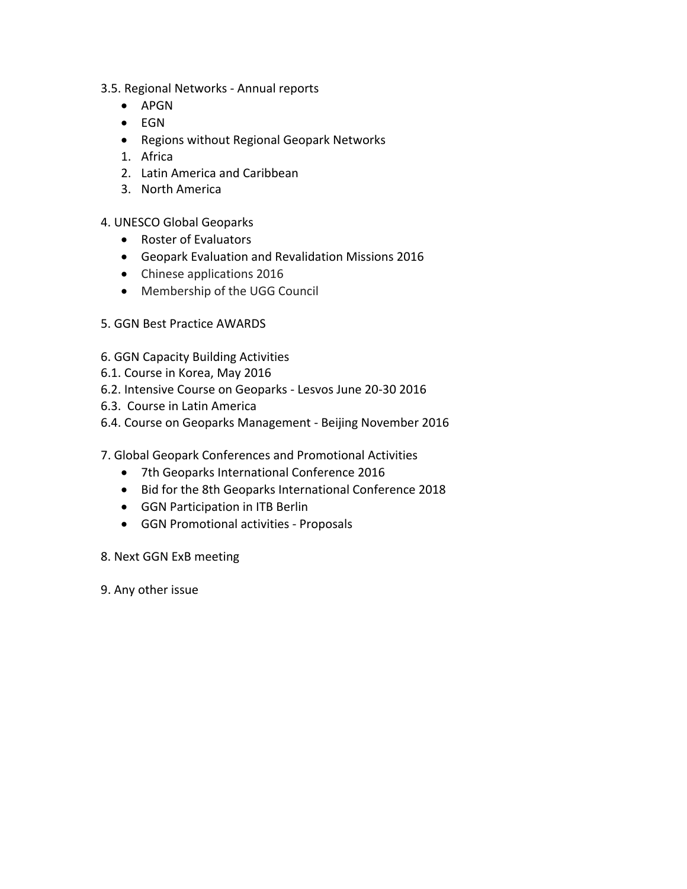3.5. Regional Networks - Annual reports

- APGN
- EGN
- Regions without Regional Geopark Networks

1. Africa
2. Latin America and Caribbean
3. North America

4. UNESCO Global Geoparks

- Roster of Evaluators
- Geopark Evaluation and Revalidation Missions 2016
- Chinese applications 2016
- Membership of the UGG Council

5. GGN Best Practice AWARDS

6. GGN Capacity Building Activities

6.1. Course in Korea, May 2016

6.2. Intensive Course on Geoparks - Lesvos June 20-30 2016

6.3. Course in Latin America

6.4. Course on Geoparks Management - Beijing November 2016

7. Global Geopark Conferences and Promotional Activities

- 7th Geoparks International Conference 2016
- Bid for the 8th Geoparks International Conference 2018
- GGN Participation in ITB Berlin
- GGN Promotional activities - Proposals

8. Next GGN ExB meeting

9. Any other issue